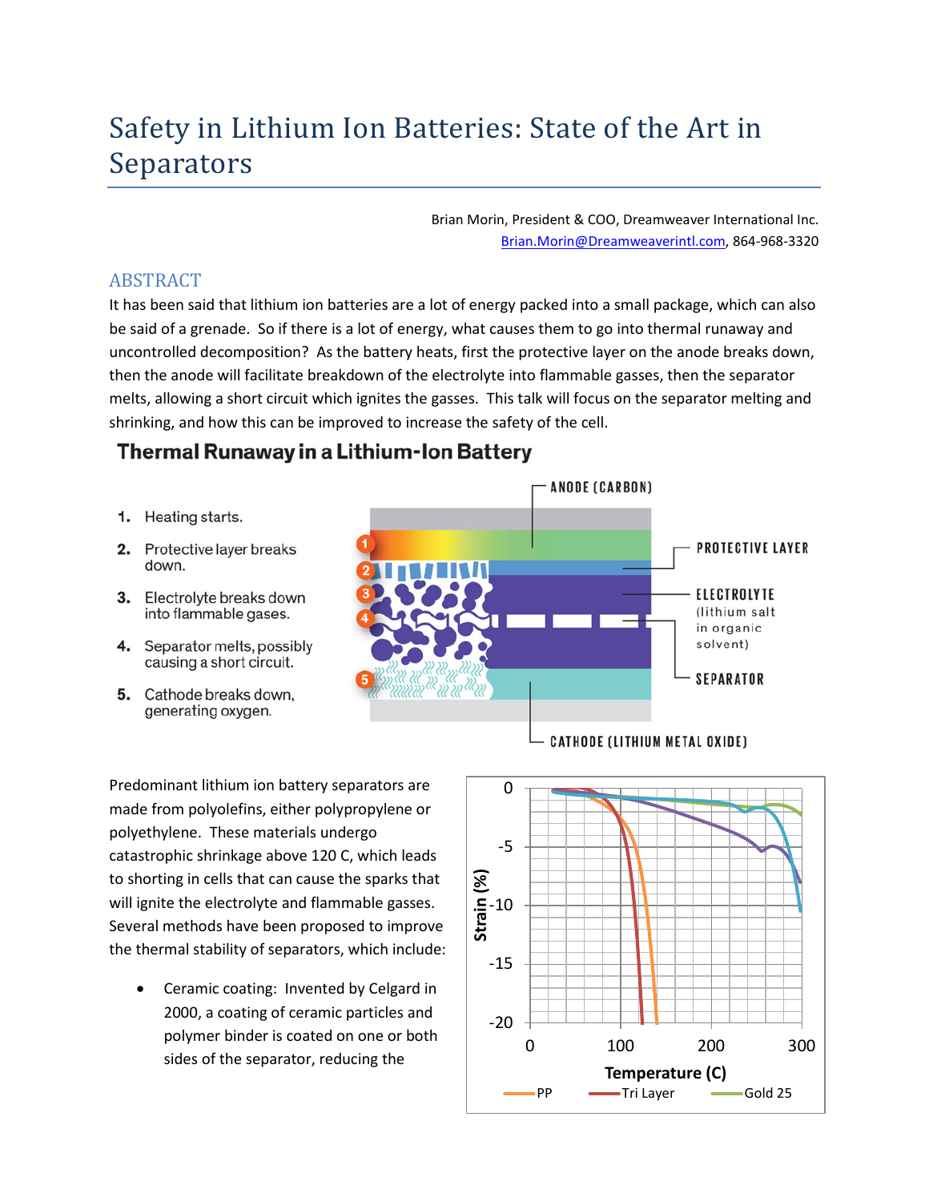# Safety in Lithium Ion Batteries: State of the Art in Separators

Brian Morin, President & COO, Dreamweaver International Inc.
Brian.Morin@Dreamweaverintl.com, 864-968-3320

## ABSTRACT

It has been said that lithium ion batteries are a lot of energy packed into a small package, which can also be said of a grenade. So if there is a lot of energy, what causes them to go into thermal runaway and uncontrolled decomposition? As the battery heats, first the protective layer on the anode breaks down, then the anode will facilitate breakdown of the electrolyte into flammable gasses, then the separator melts, allowing a short circuit which ignites the gasses. This talk will focus on the separator melting and shrinking, and how this can be improved to increase the safety of the cell.

**Thermal Runaway in a Lithium-Ion Battery**

1. Heating starts.
2. Protective layer breaks down.
3. Electrolyte breaks down into flammable gases.
4. Separator melts, possibly causing a short circuit.
5. Cathode breaks down, generating oxygen.

ANODE (CARBON)
PROTECTIVE LAYER
ELECTROLYTE (lithium salt in organic solvent)
SEPARATOR
CATHODE (LITHIUM METAL OXIDE)

Predominant lithium ion battery separators are made from polyolefins, either polypropylene or polyethylene. These materials undergo catastrophic shrinkage above 120 C, which leads to shorting in cells that can cause the sparks that will ignite the electrolyte and flammable gasses. Several methods have been proposed to improve the thermal stability of separators, which include:

- Ceramic coating: Invented by Celgard in 2000, a coating of ceramic particles and polymer binder is coated on one or both sides of the separator, reducing the

Strain (%) vs. Temperature (C) — Legend: PP, Tri Layer, Gold 25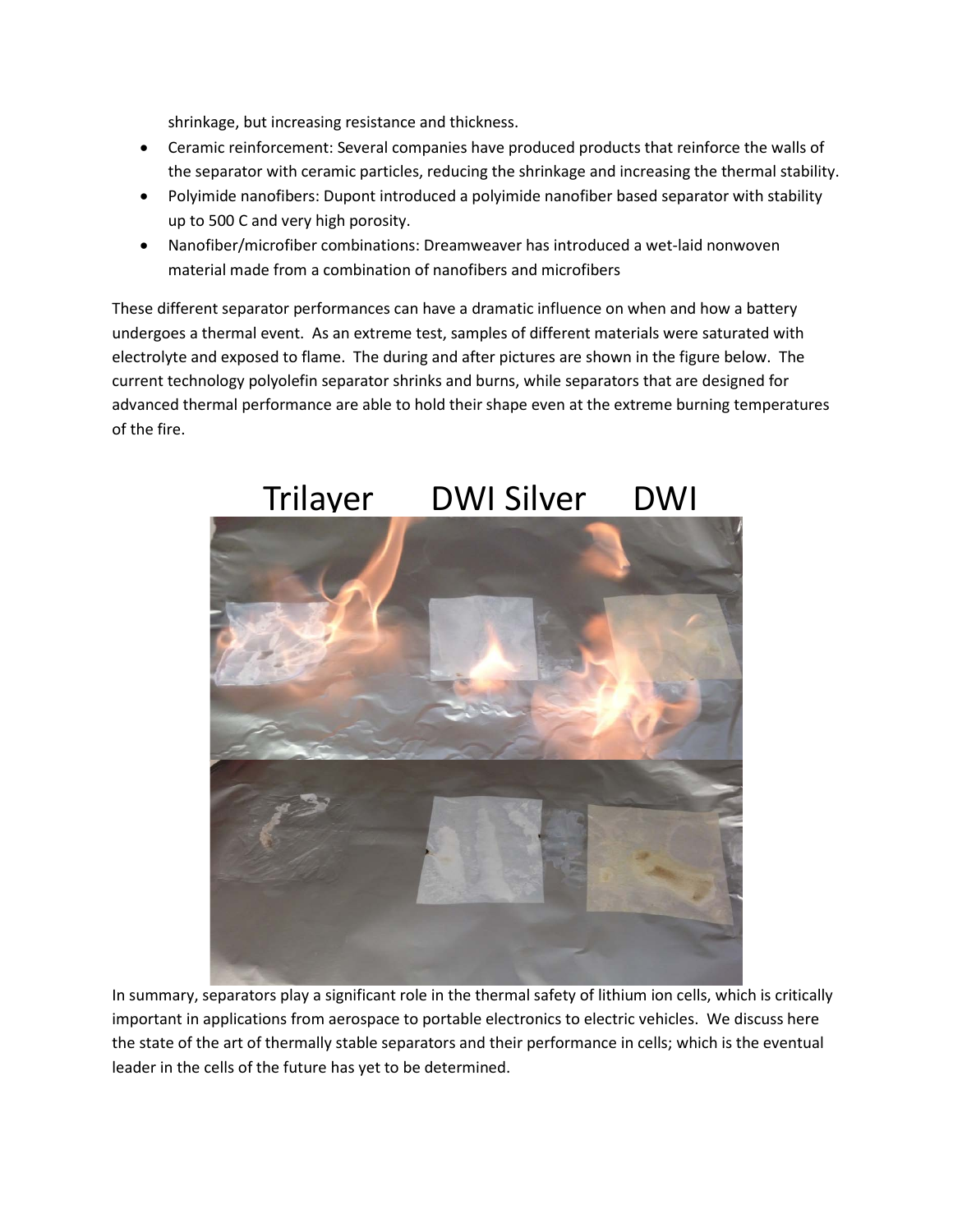shrinkage, but increasing resistance and thickness.

- Ceramic reinforcement: Several companies have produced products that reinforce the walls of the separator with ceramic particles, reducing the shrinkage and increasing the thermal stability.
- Polyimide nanofibers: Dupont introduced a polyimide nanofiber based separator with stability up to 500 C and very high porosity.
- Nanofiber/microfiber combinations: Dreamweaver has introduced a wet-laid nonwoven material made from a combination of nanofibers and microfibers

These different separator performances can have a dramatic influence on when and how a battery undergoes a thermal event. As an extreme test, samples of different materials were saturated with electrolyte and exposed to flame. The during and after pictures are shown in the figure below. The current technology polyolefin separator shrinks and burns, while separators that are designed for advanced thermal performance are able to hold their shape even at the extreme burning temperatures of the fire.

Trilayer DWI Silver DWI

In summary, separators play a significant role in the thermal safety of lithium ion cells, which is critically important in applications from aerospace to portable electronics to electric vehicles. We discuss here the state of the art of thermally stable separators and their performance in cells; which is the eventual leader in the cells of the future has yet to be determined.